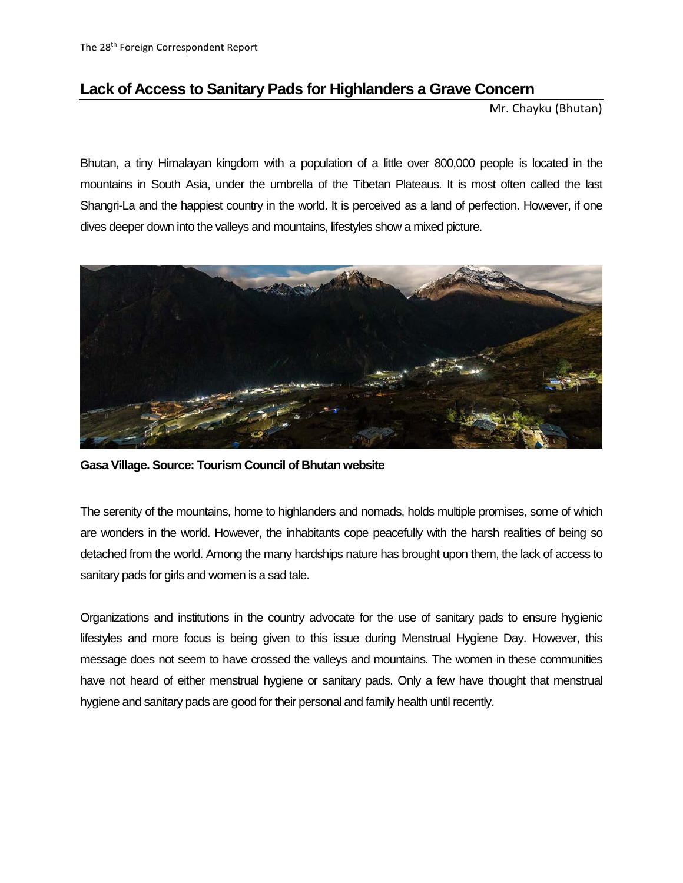# Lack of Access to Sanitary Pads for Highlanders a Grave Concern

Mr. Chayku (Bhutan)

Bhutan, a tiny Himalayan kingdom with a population of a little over 800,000 people is located in the mountains in South Asia, under the umbrella of the Tibetan Plateaus. It is most often called the last Shangri-La and the happiest country in the world. It is perceived as a land of perfection. However, if one dives deeper down into the valleys and mountains, lifestyles show a mixed picture.

**Gasa Village. Source: Tourism Council of Bhutan website**

The serenity of the mountains, home to highlanders and nomads, holds multiple promises, some of which are wonders in the world. However, the inhabitants cope peacefully with the harsh realities of being so detached from the world. Among the many hardships nature has brought upon them, the lack of access to sanitary pads for girls and women is a sad tale.

Organizations and institutions in the country advocate for the use of sanitary pads to ensure hygienic lifestyles and more focus is being given to this issue during Menstrual Hygiene Day. However, this message does not seem to have crossed the valleys and mountains. The women in these communities have not heard of either menstrual hygiene or sanitary pads. Only a few have thought that menstrual hygiene and sanitary pads are good for their personal and family health until recently.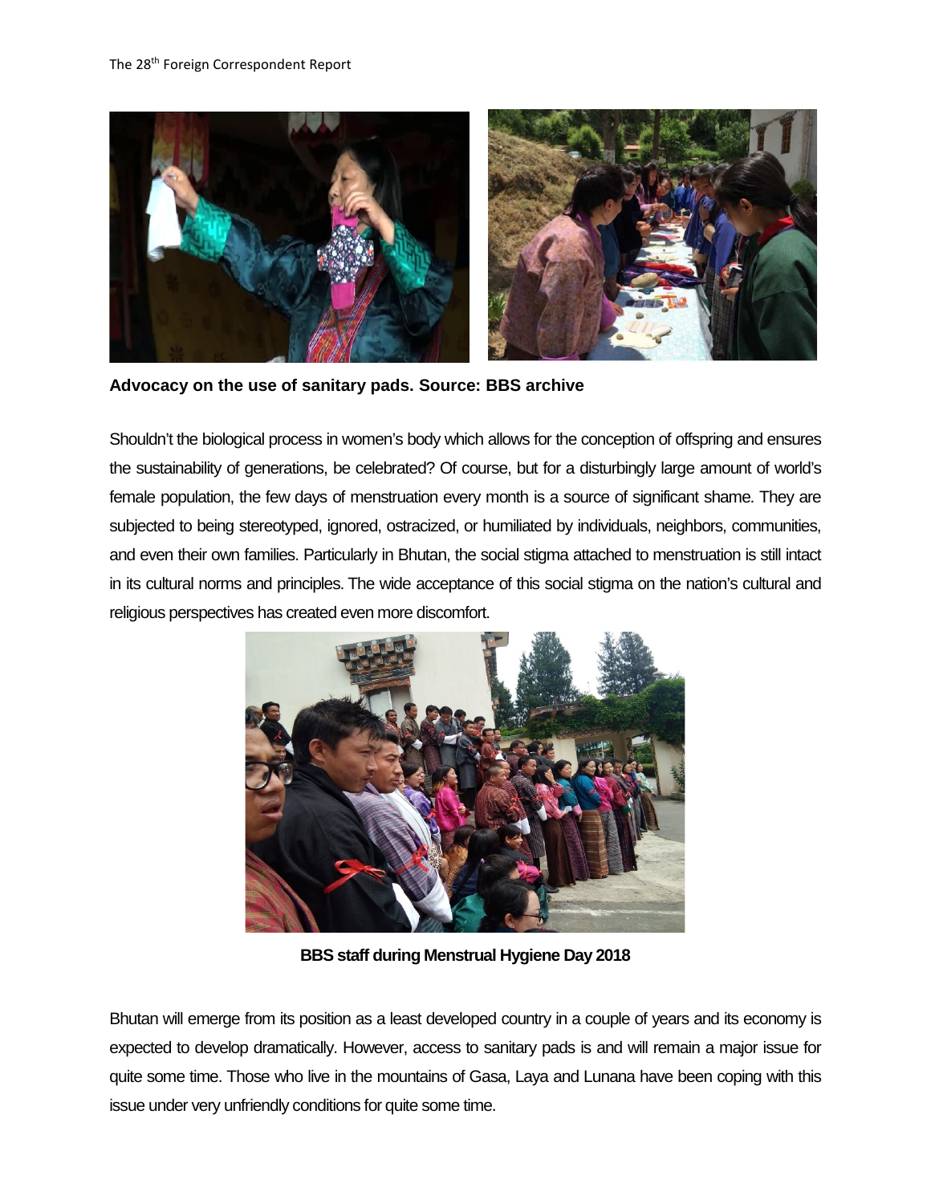**Advocacy on the use of sanitary pads. Source: BBS archive**

Shouldn't the biological process in women's body which allows for the conception of offspring and ensures the sustainability of generations, be celebrated? Of course, but for a disturbingly large amount of world's female population, the few days of menstruation every month is a source of significant shame. They are subjected to being stereotyped, ignored, ostracized, or humiliated by individuals, neighbors, communities, and even their own families. Particularly in Bhutan, the social stigma attached to menstruation is still intact in its cultural norms and principles. The wide acceptance of this social stigma on the nation's cultural and religious perspectives has created even more discomfort.

**BBS staff during Menstrual Hygiene Day 2018**

Bhutan will emerge from its position as a least developed country in a couple of years and its economy is expected to develop dramatically. However, access to sanitary pads is and will remain a major issue for quite some time. Those who live in the mountains of Gasa, Laya and Lunana have been coping with this issue under very unfriendly conditions for quite some time.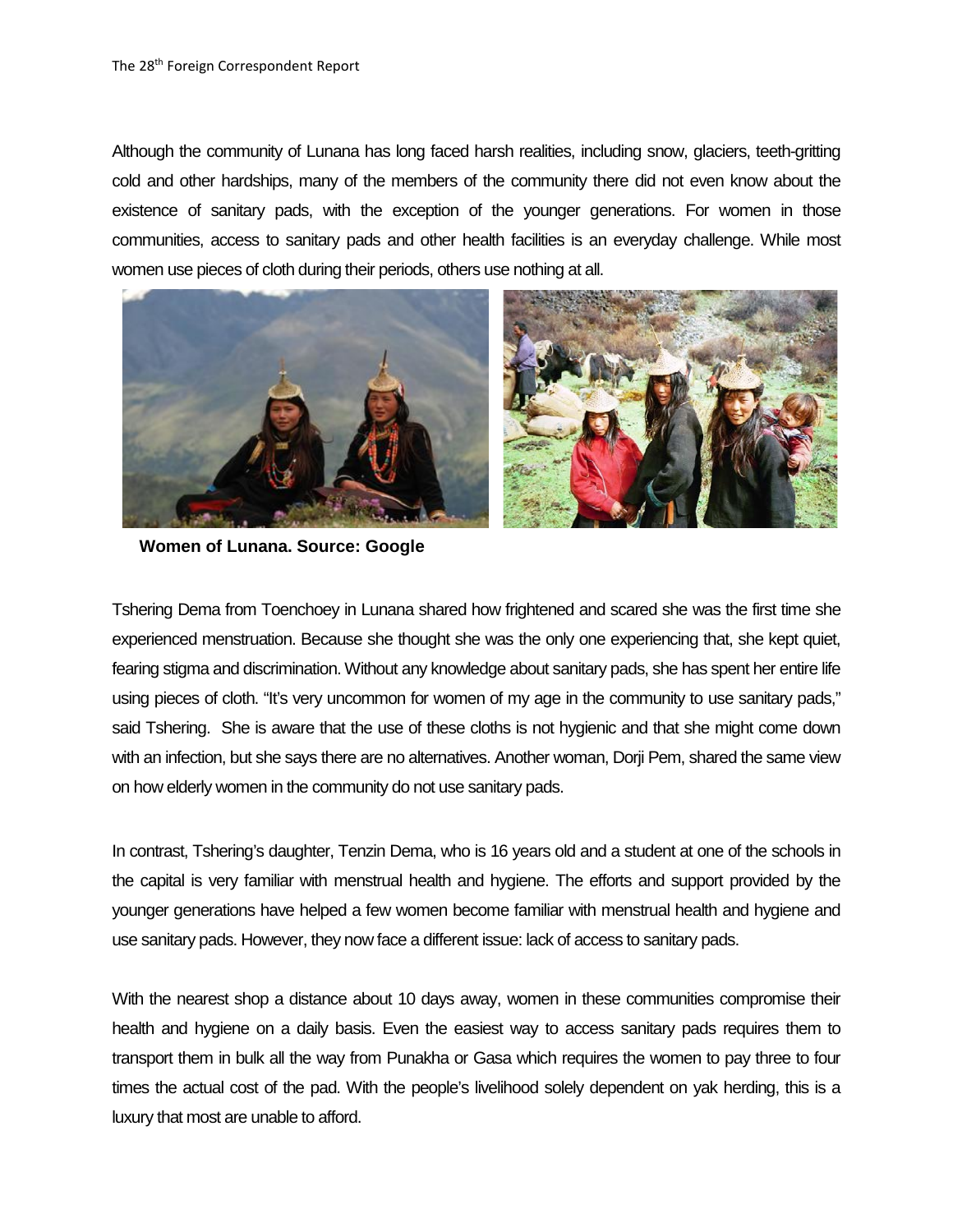Although the community of Lunana has long faced harsh realities, including snow, glaciers, teeth-gritting cold and other hardships, many of the members of the community there did not even know about the existence of sanitary pads, with the exception of the younger generations. For women in those communities, access to sanitary pads and other health facilities is an everyday challenge. While most women use pieces of cloth during their periods, others use nothing at all.

**Women of Lunana. Source: Google**

Tshering Dema from Toenchoey in Lunana shared how frightened and scared she was the first time she experienced menstruation. Because she thought she was the only one experiencing that, she kept quiet, fearing stigma and discrimination. Without any knowledge about sanitary pads, she has spent her entire life using pieces of cloth. "It's very uncommon for women of my age in the community to use sanitary pads," said Tshering. She is aware that the use of these cloths is not hygienic and that she might come down with an infection, but she says there are no alternatives. Another woman, Dorji Pem, shared the same view on how elderly women in the community do not use sanitary pads.

In contrast, Tshering's daughter, Tenzin Dema, who is 16 years old and a student at one of the schools in the capital is very familiar with menstrual health and hygiene. The efforts and support provided by the younger generations have helped a few women become familiar with menstrual health and hygiene and use sanitary pads. However, they now face a different issue: lack of access to sanitary pads.

With the nearest shop a distance about 10 days away, women in these communities compromise their health and hygiene on a daily basis. Even the easiest way to access sanitary pads requires them to transport them in bulk all the way from Punakha or Gasa which requires the women to pay three to four times the actual cost of the pad. With the people's livelihood solely dependent on yak herding, this is a luxury that most are unable to afford.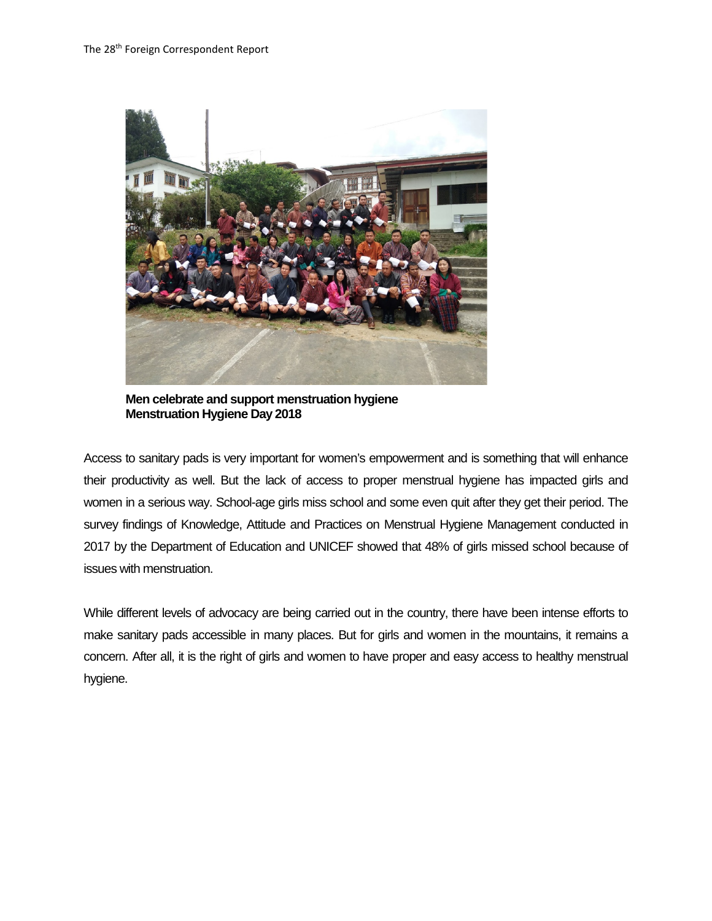**Men celebrate and support menstruation hygiene**
**Menstruation Hygiene Day 2018**

Access to sanitary pads is very important for women's empowerment and is something that will enhance their productivity as well. But the lack of access to proper menstrual hygiene has impacted girls and women in a serious way. School-age girls miss school and some even quit after they get their period. The survey findings of Knowledge, Attitude and Practices on Menstrual Hygiene Management conducted in 2017 by the Department of Education and UNICEF showed that 48% of girls missed school because of issues with menstruation.

While different levels of advocacy are being carried out in the country, there have been intense efforts to make sanitary pads accessible in many places. But for girls and women in the mountains, it remains a concern. After all, it is the right of girls and women to have proper and easy access to healthy menstrual hygiene.